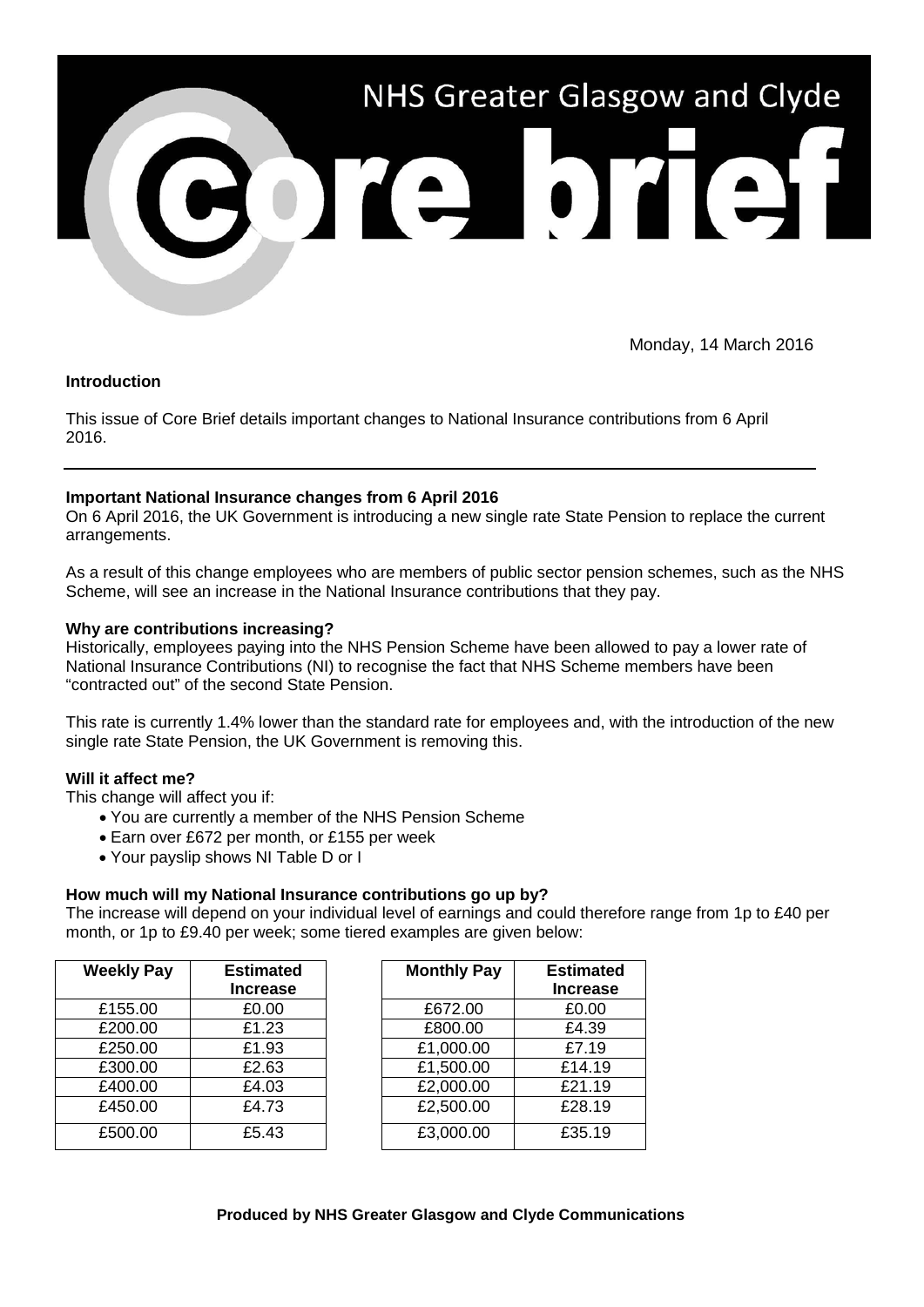# NHS Greater Glasgow and Clyde

# Core brief

Monday, 14 March 2016

**Introduction**

This issue of Core Brief details important changes to National Insurance contributions from 6 April 2016.

---

**Important National Insurance changes from 6 April 2016**

On 6 April 2016, the UK Government is introducing a new single rate State Pension to replace the current arrangements.

As a result of this change employees who are members of public sector pension schemes, such as the NHS Scheme, will see an increase in the National Insurance contributions that they pay.

**Why are contributions increasing?**

Historically, employees paying into the NHS Pension Scheme have been allowed to pay a lower rate of National Insurance Contributions (NI) to recognise the fact that NHS Scheme members have been "contracted out" of the second State Pension.

This rate is currently 1.4% lower than the standard rate for employees and, with the introduction of the new single rate State Pension, the UK Government is removing this.

**Will it affect me?**

This change will affect you if:

- You are currently a member of the NHS Pension Scheme
- Earn over £672 per month, or £155 per week
- Your payslip shows NI Table D or I

**How much will my National Insurance contributions go up by?**

The increase will depend on your individual level of earnings and could therefore range from 1p to £40 per month, or 1p to £9.40 per week; some tiered examples are given below:

| Weekly Pay | Estimated Increase |
|---|---|
| £155.00 | £0.00 |
| £200.00 | £1.23 |
| £250.00 | £1.93 |
| £300.00 | £2.63 |
| £400.00 | £4.03 |
| £450.00 | £4.73 |
| £500.00 | £5.43 |

| Monthly Pay | Estimated Increase |
|---|---|
| £672.00 | £0.00 |
| £800.00 | £4.39 |
| £1,000.00 | £7.19 |
| £1,500.00 | £14.19 |
| £2,000.00 | £21.19 |
| £2,500.00 | £28.19 |
| £3,000.00 | £35.19 |

**Produced by NHS Greater Glasgow and Clyde Communications**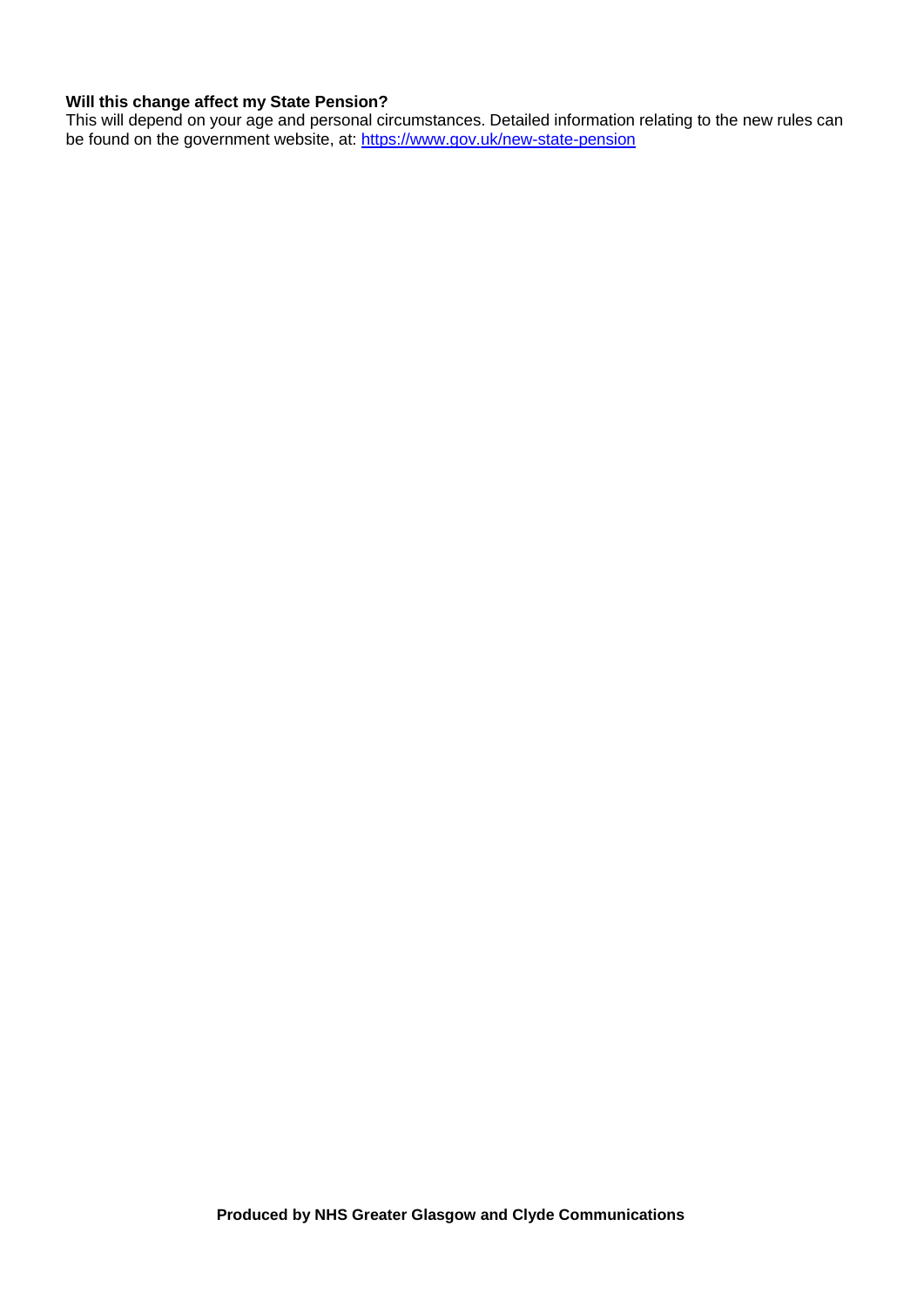**Will this change affect my State Pension?**

This will depend on your age and personal circumstances. Detailed information relating to the new rules can be found on the government website, at: [https://www.gov.uk/new-state-pension](https://www.gov.uk/new-state-pension)

**Produced by NHS Greater Glasgow and Clyde Communications**